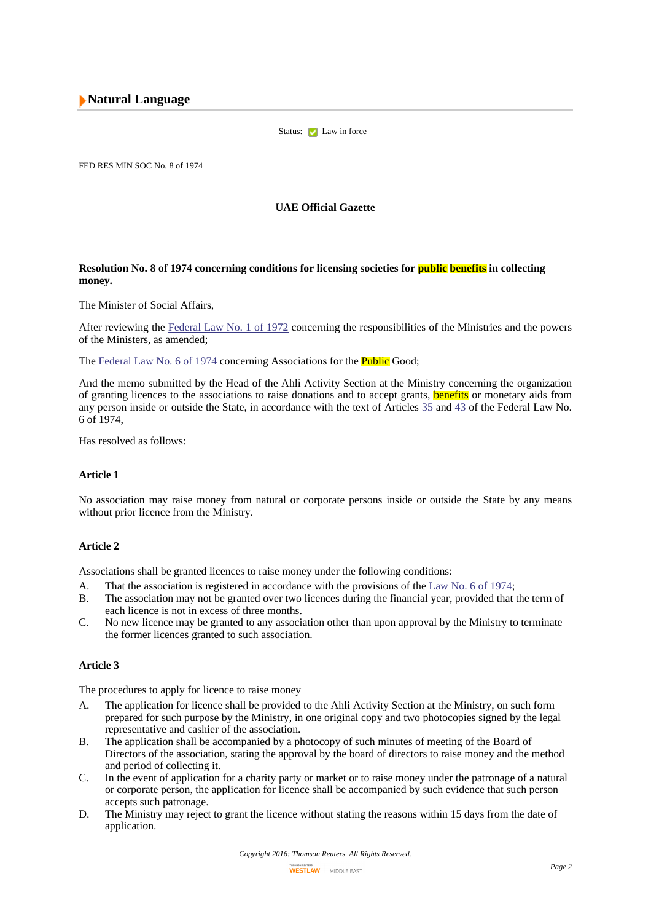## Natural Language

Status: Law in force

FED RES MIN SOC No. 8 of 1974

**UAE Official Gazette**

**Resolution No. 8 of 1974 concerning conditions for licensing societies for public benefits in collecting money.**

The Minister of Social Affairs,

After reviewing the Federal Law No. 1 of 1972 concerning the responsibilities of the Ministries and the powers of the Ministers, as amended;

The Federal Law No. 6 of 1974 concerning Associations for the Public Good;

And the memo submitted by the Head of the Ahli Activity Section at the Ministry concerning the organization of granting licences to the associations to raise donations and to accept grants, benefits or monetary aids from any person inside or outside the State, in accordance with the text of Articles 35 and 43 of the Federal Law No. 6 of 1974,

Has resolved as follows:

### Article 1

No association may raise money from natural or corporate persons inside or outside the State by any means without prior licence from the Ministry.

### Article 2

Associations shall be granted licences to raise money under the following conditions:

A. That the association is registered in accordance with the provisions of the Law No. 6 of 1974;

B. The association may not be granted over two licences during the financial year, provided that the term of each licence is not in excess of three months.

C. No new licence may be granted to any association other than upon approval by the Ministry to terminate the former licences granted to such association.

### Article 3

The procedures to apply for licence to raise money

A. The application for licence shall be provided to the Ahli Activity Section at the Ministry, on such form prepared for such purpose by the Ministry, in one original copy and two photocopies signed by the legal representative and cashier of the association.

B. The application shall be accompanied by a photocopy of such minutes of meeting of the Board of Directors of the association, stating the approval by the board of directors to raise money and the method and period of collecting it.

C. In the event of application for a charity party or market or to raise money under the patronage of a natural or corporate person, the application for licence shall be accompanied by such evidence that such person accepts such patronage.

D. The Ministry may reject to grant the licence without stating the reasons within 15 days from the date of application.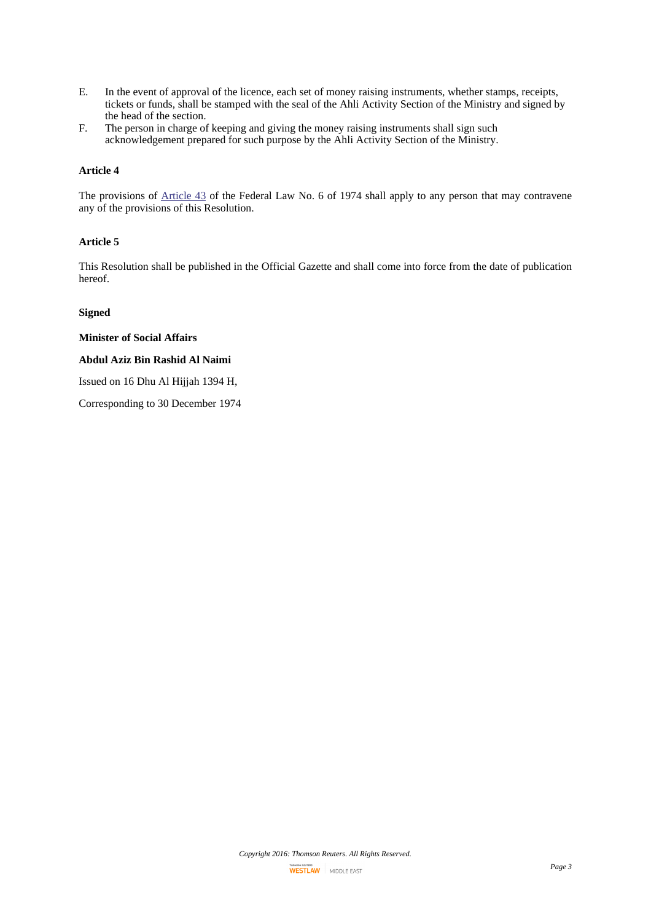E. In the event of approval of the licence, each set of money raising instruments, whether stamps, receipts, tickets or funds, shall be stamped with the seal of the Ahli Activity Section of the Ministry and signed by the head of the section.

F. The person in charge of keeping and giving the money raising instruments shall sign such acknowledgement prepared for such purpose by the Ahli Activity Section of the Ministry.

**Article 4**

The provisions of Article 43 of the Federal Law No. 6 of 1974 shall apply to any person that may contravene any of the provisions of this Resolution.

**Article 5**

This Resolution shall be published in the Official Gazette and shall come into force from the date of publication hereof.

**Signed**

**Minister of Social Affairs**

**Abdul Aziz Bin Rashid Al Naimi**

Issued on 16 Dhu Al Hijjah 1394 H,

Corresponding to 30 December 1974